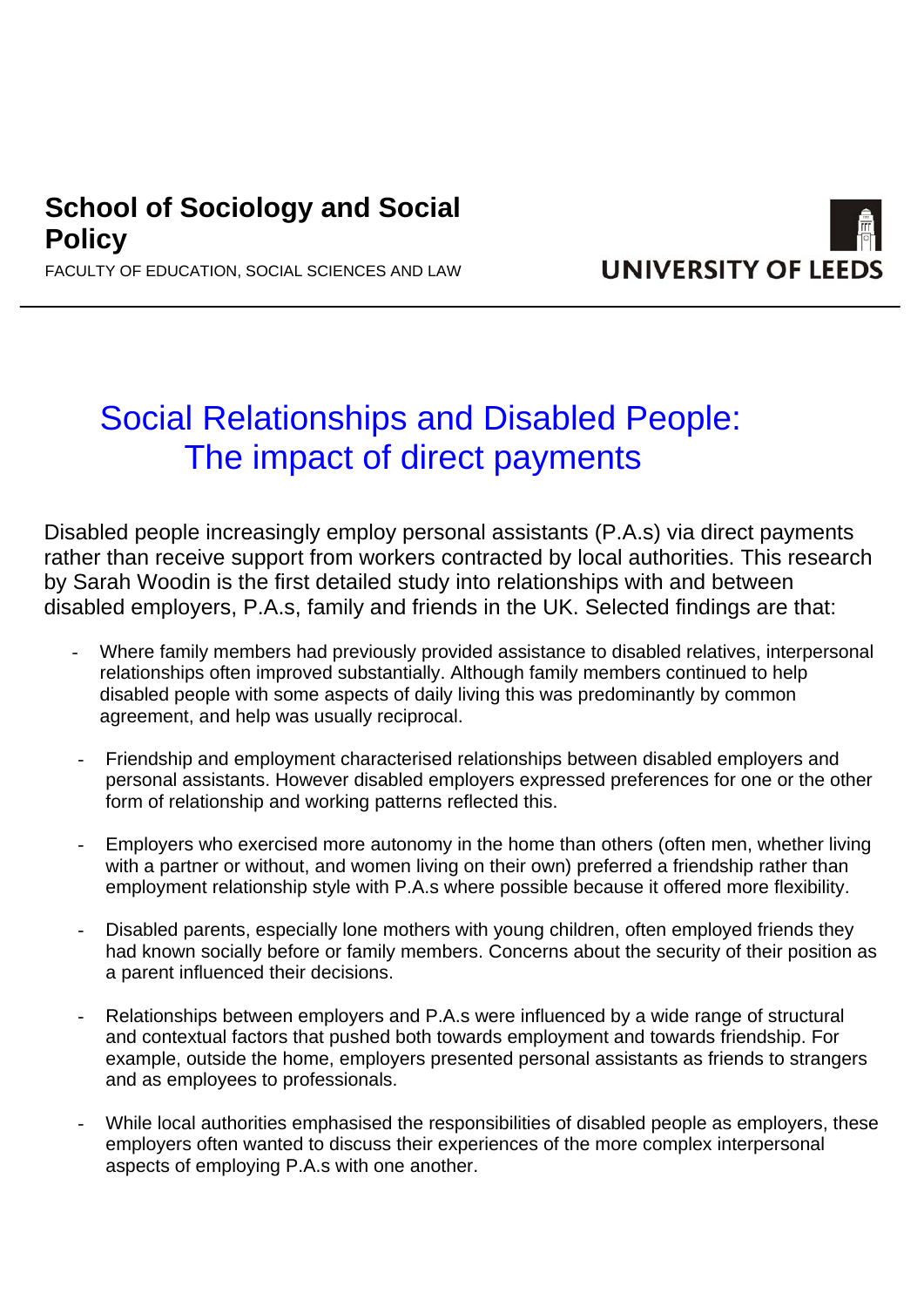**School of Sociology and Social Policy**

FACULTY OF EDUCATION, SOCIAL SCIENCES AND LAW

UNIVERSITY OF LEEDS

# Social Relationships and Disabled People: The impact of direct payments

Disabled people increasingly employ personal assistants (P.A.s) via direct payments rather than receive support from workers contracted by local authorities. This research by Sarah Woodin is the first detailed study into relationships with and between disabled employers, P.A.s, family and friends in the UK. Selected findings are that:

- Where family members had previously provided assistance to disabled relatives, interpersonal relationships often improved substantially. Although family members continued to help disabled people with some aspects of daily living this was predominantly by common agreement, and help was usually reciprocal.
- Friendship and employment characterised relationships between disabled employers and personal assistants. However disabled employers expressed preferences for one or the other form of relationship and working patterns reflected this.
- Employers who exercised more autonomy in the home than others (often men, whether living with a partner or without, and women living on their own) preferred a friendship rather than employment relationship style with P.A.s where possible because it offered more flexibility.
- Disabled parents, especially lone mothers with young children, often employed friends they had known socially before or family members. Concerns about the security of their position as a parent influenced their decisions.
- Relationships between employers and P.A.s were influenced by a wide range of structural and contextual factors that pushed both towards employment and towards friendship. For example, outside the home, employers presented personal assistants as friends to strangers and as employees to professionals.
- While local authorities emphasised the responsibilities of disabled people as employers, these employers often wanted to discuss their experiences of the more complex interpersonal aspects of employing P.A.s with one another.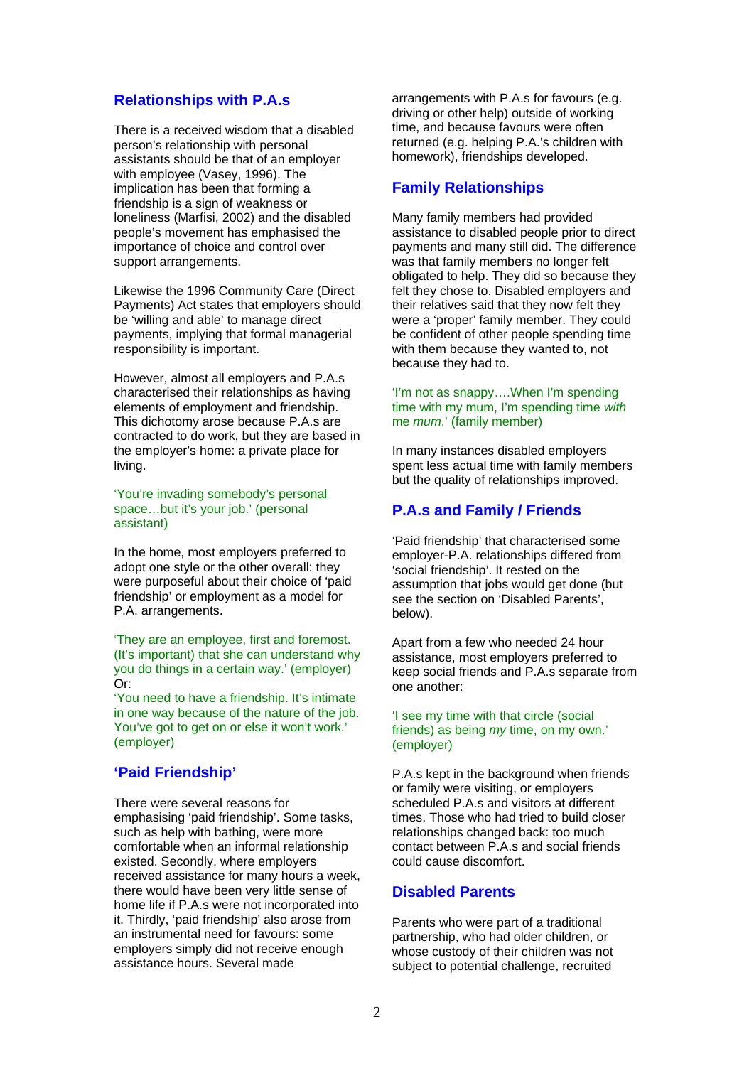## Relationships with P.A.s

There is a received wisdom that a disabled person's relationship with personal assistants should be that of an employer with employee (Vasey, 1996). The implication has been that forming a friendship is a sign of weakness or loneliness (Marfisi, 2002) and the disabled people's movement has emphasised the importance of choice and control over support arrangements.

Likewise the 1996 Community Care (Direct Payments) Act states that employers should be 'willing and able' to manage direct payments, implying that formal managerial responsibility is important.

However, almost all employers and P.A.s characterised their relationships as having elements of employment and friendship. This dichotomy arose because P.A.s are contracted to do work, but they are based in the employer's home: a private place for living.

'You're invading somebody's personal space…but it's your job.' (personal assistant)

In the home, most employers preferred to adopt one style or the other overall: they were purposeful about their choice of 'paid friendship' or employment as a model for P.A. arrangements.

'They are an employee, first and foremost. (It's important) that she can understand why you do things in a certain way.' (employer)
Or:
'You need to have a friendship. It's intimate in one way because of the nature of the job. You've got to get on or else it won't work.' (employer)

## 'Paid Friendship'

There were several reasons for emphasising 'paid friendship'. Some tasks, such as help with bathing, were more comfortable when an informal relationship existed. Secondly, where employers received assistance for many hours a week, there would have been very little sense of home life if P.A.s were not incorporated into it. Thirdly, 'paid friendship' also arose from an instrumental need for favours: some employers simply did not receive enough assistance hours. Several made arrangements with P.A.s for favours (e.g. driving or other help) outside of working time, and because favours were often returned (e.g. helping P.A.'s children with homework), friendships developed.

## Family Relationships

Many family members had provided assistance to disabled people prior to direct payments and many still did. The difference was that family members no longer felt obligated to help. They did so because they felt they chose to. Disabled employers and their relatives said that they now felt they were a 'proper' family member. They could be confident of other people spending time with them because they wanted to, not because they had to.

'I'm not as snappy….When I'm spending time with my mum, I'm spending time *with me mum*.' (family member)

In many instances disabled employers spent less actual time with family members but the quality of relationships improved.

## P.A.s and Family / Friends

'Paid friendship' that characterised some employer-P.A. relationships differed from 'social friendship'. It rested on the assumption that jobs would get done (but see the section on 'Disabled Parents', below).

Apart from a few who needed 24 hour assistance, most employers preferred to keep social friends and P.A.s separate from one another:

'I see my time with that circle (social friends) as being *my* time, on my own.' (employer)

P.A.s kept in the background when friends or family were visiting, or employers scheduled P.A.s and visitors at different times. Those who had tried to build closer relationships changed back: too much contact between P.A.s and social friends could cause discomfort.

## Disabled Parents

Parents who were part of a traditional partnership, who had older children, or whose custody of their children was not subject to potential challenge, recruited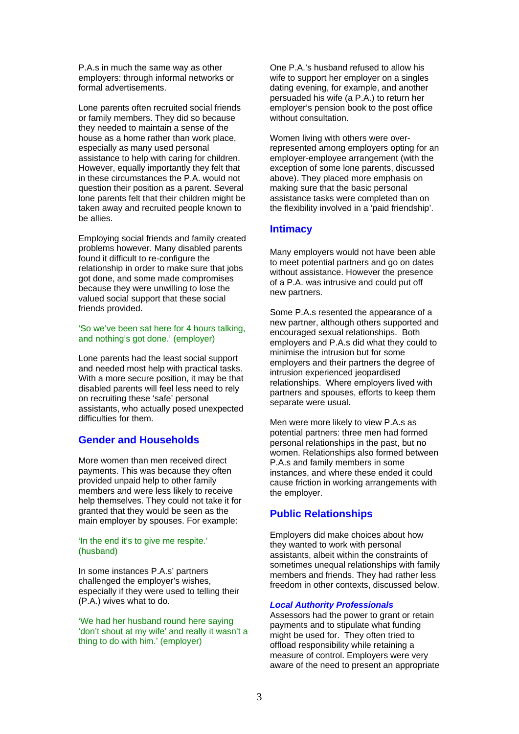P.A.s in much the same way as other employers: through informal networks or formal advertisements.

Lone parents often recruited social friends or family members. They did so because they needed to maintain a sense of the house as a home rather than work place, especially as many used personal assistance to help with caring for children. However, equally importantly they felt that in these circumstances the P.A. would not question their position as a parent. Several lone parents felt that their children might be taken away and recruited people known to be allies.

Employing social friends and family created problems however. Many disabled parents found it difficult to re-configure the relationship in order to make sure that jobs got done, and some made compromises because they were unwilling to lose the valued social support that these social friends provided.

'So we've been sat here for 4 hours talking, and nothing's got done.' (employer)

Lone parents had the least social support and needed most help with practical tasks. With a more secure position, it may be that disabled parents will feel less need to rely on recruiting these 'safe' personal assistants, who actually posed unexpected difficulties for them.

## Gender and Households

More women than men received direct payments. This was because they often provided unpaid help to other family members and were less likely to receive help themselves. They could not take it for granted that they would be seen as the main employer by spouses. For example:

'In the end it's to give me respite.' (husband)

In some instances P.A.s' partners challenged the employer's wishes, especially if they were used to telling their (P.A.) wives what to do.

'We had her husband round here saying 'don't shout at my wife' and really it wasn't a thing to do with him.' (employer)

One P.A.'s husband refused to allow his wife to support her employer on a singles dating evening, for example, and another persuaded his wife (a P.A.) to return her employer's pension book to the post office without consultation.

Women living with others were over-represented among employers opting for an employer-employee arrangement (with the exception of some lone parents, discussed above). They placed more emphasis on making sure that the basic personal assistance tasks were completed than on the flexibility involved in a 'paid friendship'.

## Intimacy

Many employers would not have been able to meet potential partners and go on dates without assistance. However the presence of a P.A. was intrusive and could put off new partners.

Some P.A.s resented the appearance of a new partner, although others supported and encouraged sexual relationships. Both employers and P.A.s did what they could to minimise the intrusion but for some employers and their partners the degree of intrusion experienced jeopardised relationships. Where employers lived with partners and spouses, efforts to keep them separate were usual.

Men were more likely to view P.A.s as potential partners: three men had formed personal relationships in the past, but no women. Relationships also formed between P.A.s and family members in some instances, and where these ended it could cause friction in working arrangements with the employer.

## Public Relationships

Employers did make choices about how they wanted to work with personal assistants, albeit within the constraints of sometimes unequal relationships with family members and friends. They had rather less freedom in other contexts, discussed below.

### *Local Authority Professionals*

Assessors had the power to grant or retain payments and to stipulate what funding might be used for. They often tried to offload responsibility while retaining a measure of control. Employers were very aware of the need to present an appropriate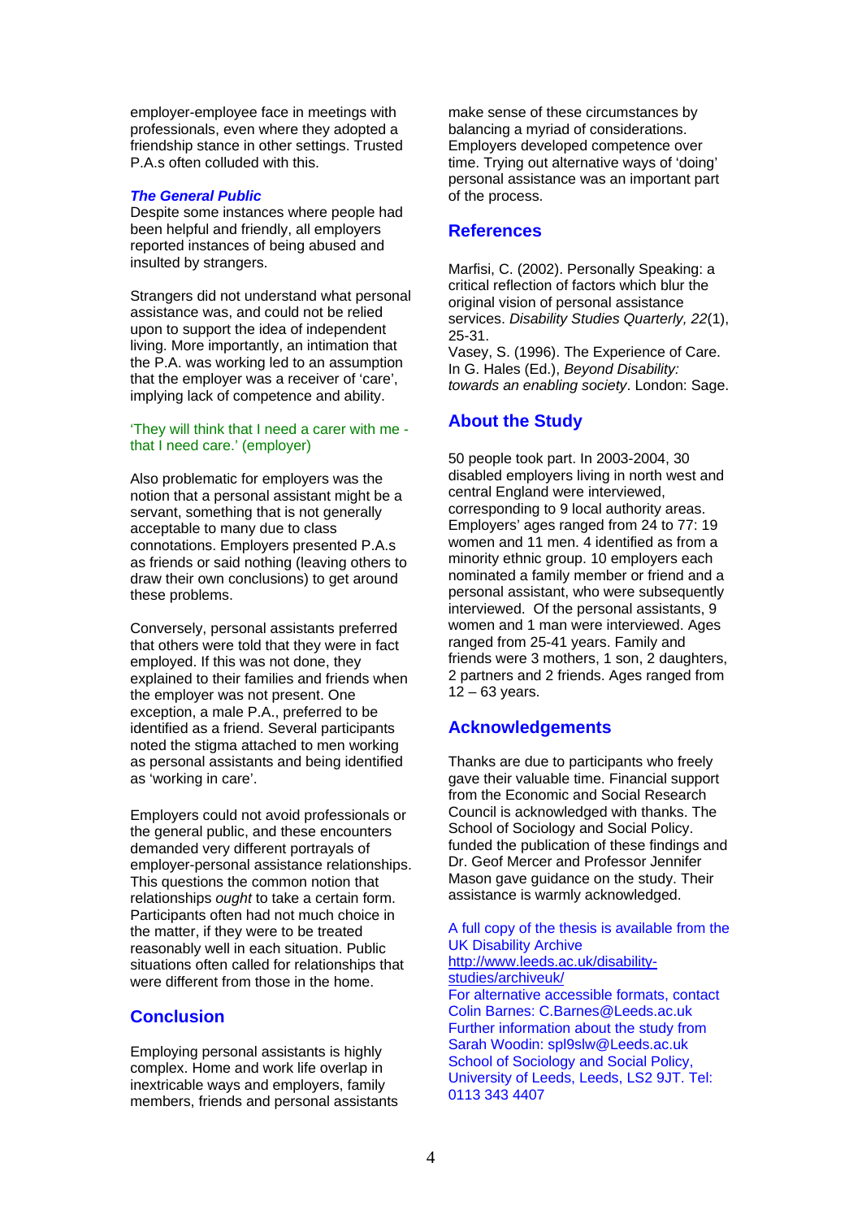employer-employee face in meetings with professionals, even where they adopted a friendship stance in other settings. Trusted P.A.s often colluded with this.

### *The General Public*

Despite some instances where people had been helpful and friendly, all employers reported instances of being abused and insulted by strangers.

Strangers did not understand what personal assistance was, and could not be relied upon to support the idea of independent living. More importantly, an intimation that the P.A. was working led to an assumption that the employer was a receiver of 'care', implying lack of competence and ability.

'They will think that I need a carer with me - that I need care.' (employer)

Also problematic for employers was the notion that a personal assistant might be a servant, something that is not generally acceptable to many due to class connotations. Employers presented P.A.s as friends or said nothing (leaving others to draw their own conclusions) to get around these problems.

Conversely, personal assistants preferred that others were told that they were in fact employed. If this was not done, they explained to their families and friends when the employer was not present. One exception, a male P.A., preferred to be identified as a friend. Several participants noted the stigma attached to men working as personal assistants and being identified as 'working in care'.

Employers could not avoid professionals or the general public, and these encounters demanded very different portrayals of employer-personal assistance relationships. This questions the common notion that relationships *ought* to take a certain form. Participants often had not much choice in the matter, if they were to be treated reasonably well in each situation. Public situations often called for relationships that were different from those in the home.

## Conclusion

Employing personal assistants is highly complex. Home and work life overlap in inextricable ways and employers, family members, friends and personal assistants make sense of these circumstances by balancing a myriad of considerations. Employers developed competence over time. Trying out alternative ways of 'doing' personal assistance was an important part of the process.

## References

Marfisi, C. (2002). Personally Speaking: a critical reflection of factors which blur the original vision of personal assistance services. *Disability Studies Quarterly, 22*(1), 25-31.
Vasey, S. (1996). The Experience of Care. In G. Hales (Ed.), *Beyond Disability: towards an enabling society*. London: Sage.

## About the Study

50 people took part. In 2003-2004, 30 disabled employers living in north west and central England were interviewed, corresponding to 9 local authority areas. Employers' ages ranged from 24 to 77: 19 women and 11 men. 4 identified as from a minority ethnic group. 10 employers each nominated a family member or friend and a personal assistant, who were subsequently interviewed. Of the personal assistants, 9 women and 1 man were interviewed. Ages ranged from 25-41 years. Family and friends were 3 mothers, 1 son, 2 daughters, 2 partners and 2 friends. Ages ranged from 12 – 63 years.

## Acknowledgements

Thanks are due to participants who freely gave their valuable time. Financial support from the Economic and Social Research Council is acknowledged with thanks. The School of Sociology and Social Policy. funded the publication of these findings and Dr. Geof Mercer and Professor Jennifer Mason gave guidance on the study. Their assistance is warmly acknowledged.

A full copy of the thesis is available from the UK Disability Archive
http://www.leeds.ac.uk/disability-studies/archiveuk/
For alternative accessible formats, contact Colin Barnes: C.Barnes@Leeds.ac.uk
Further information about the study from Sarah Woodin: spl9slw@Leeds.ac.uk
School of Sociology and Social Policy, University of Leeds, Leeds, LS2 9JT. Tel: 0113 343 4407